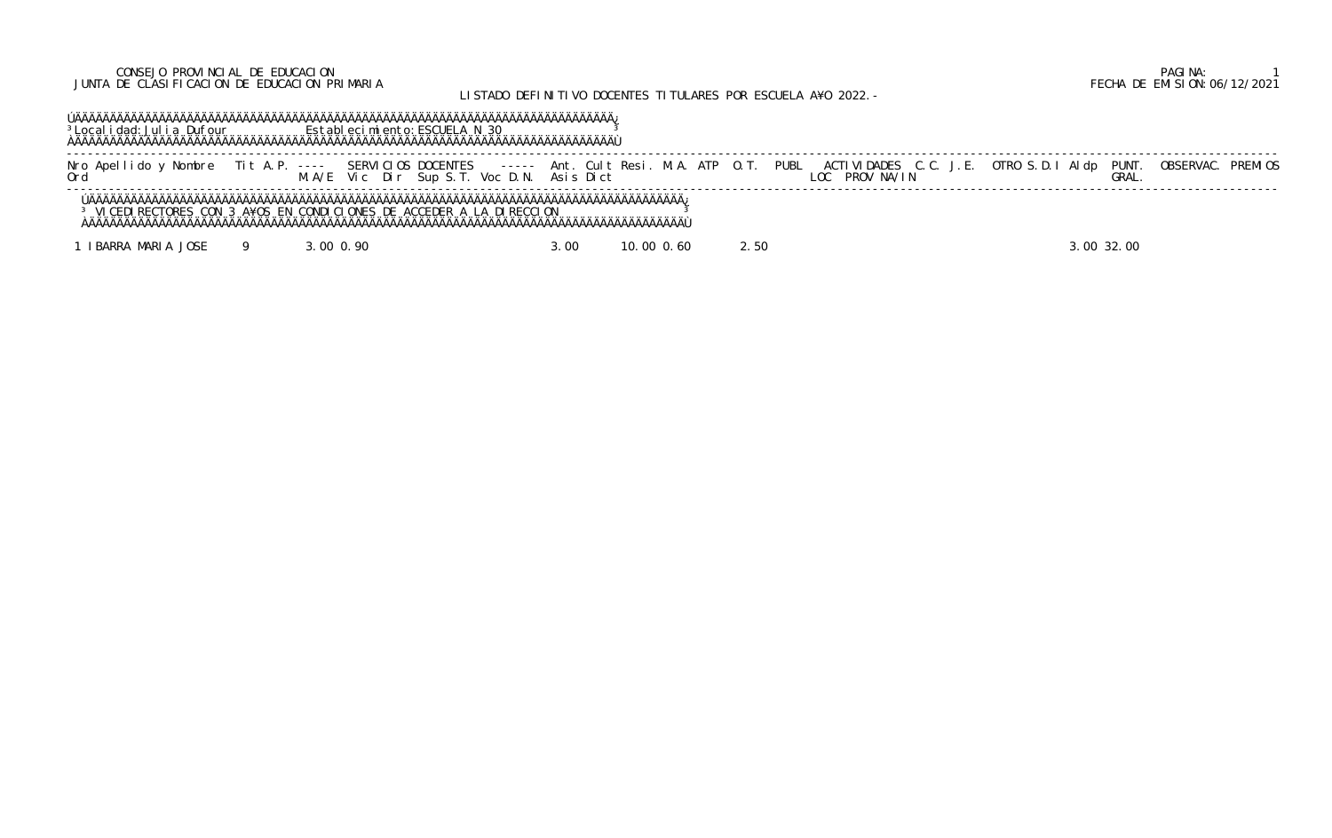CONSEJO PROVINCIAL DE EDUCACION
JUNTA DE CLASIFICACION DE EDUCACION PRIMARIA

LISTADO DEFINITIVO DOCENTES TITULARES POR ESCUELA A¥O 2022.-

FECHA DE EMISION:06/12/2021

Localidad: Julia Dufour — Establecimiento: ESCUELA N 30

| Nro Ord | Apellido y Nombre | Tit | A.P. | SERVICIOS DOCENTES M.A/E | Vic | Dir | Sup | S.T. | Voc | D.N. | Ant. Asis | Cult Dict | Resi. | M.A. | ATP | O.T. | PUBL | ACTIVIDADES LOC | PROV | NA/IN | C.C. | J.E. | OTRO | S.D.I | Aldp | PUNT. GRAL. | OBSERVAC. | PREMIOS |
|---|---|---|---|---|---|---|---|---|---|---|---|---|---|---|---|---|---|---|---|---|---|---|---|---|---|---|---|---|
| | **VICEDIRECTORES CON 3 A¥OS EN CONDICIONES DE ACCEDER A LA DIRECCION** | | | | | | | | | | | | | | | | | | | | | | | | | | | |
| 1 | IBARRA MARIA JOSE | 9 | | 3.00 | 0.90 | | | | | | 3.00 | | 10.00 | 0.60 | | 2.50 | | | | | | | | | 3.00 | 32.00 | | |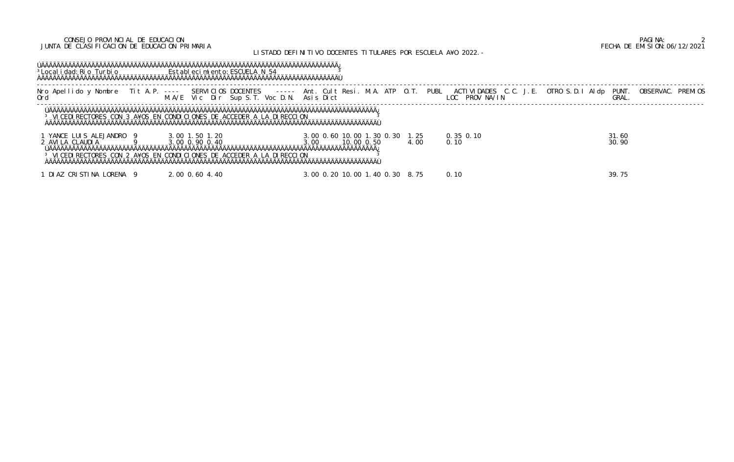CONSEJO PROVINCIAL DE EDUCACION
JUNTA DE CLASIFICACION DE EDUCACION PRIMARIA

PAGINA: 2
FECHA DE EMISION: 06/12/2021

LISTADO DEFINITIVO DOCENTES TITULARES POR ESCUELA A¥O 2022.-

Localidad: Rio Turbio    Establecimiento: ESCUELA N 54

| Nro Ord | Apellido y Nombre | Tit | A.P. M.A/E | SERVICIOS DOCENTES Vic | Dir | Sup S.T. | Voc D.N. | Ant. Asis | Cult Dict | Resi. | M.A. | ATP | O.T. | PUBL | ACTIVIDADES LOC | PROV | NA/IN | C.C. | J.E. | OTRO | S.D.I | Aldp | PUNT. GRAL. | OBSERVAC. | PREMIOS |
|---|---|---|---|---|---|---|---|---|---|---|---|---|---|---|---|---|---|---|---|---|---|---|---|---|---|
| **VICEDIRECTORES CON 3 A¥OS EN CONDICIONES DE ACCEDER A LA DIRECCION** | | | | | | | | | | | | | | | | | | | | | | | | | |
| 1 | YANCE LUIS ALEJANDRO | 9 | 3.00 | 1.50 | 1.20 | | | 3.00 | 0.60 | 10.00 | 1.30 | 0.30 | 1.25 | | 0.35 | 0.10 | | | | | | | 31.60 | | |
| 2 | AVILA CLAUDIA | 9 | 3.00 | 0.90 | 0.40 | | | 3.00 | | 10.00 | 0.50 | | 4.00 | | 0.10 | | | | | | | | 30.90 | | |
| **VICEDIRECTORES CON 2 A¥OS EN CONDICIONES DE ACCEDER A LA DIRECCION** | | | | | | | | | | | | | | | | | | | | | | | | | |
| 1 | DIAZ CRISTINA LORENA | 9 | 2.00 | 0.60 | 4.40 | | | 3.00 | 0.20 | 10.00 | 1.40 | 0.30 | 8.75 | | 0.10 | | | | | | | | 39.75 | | |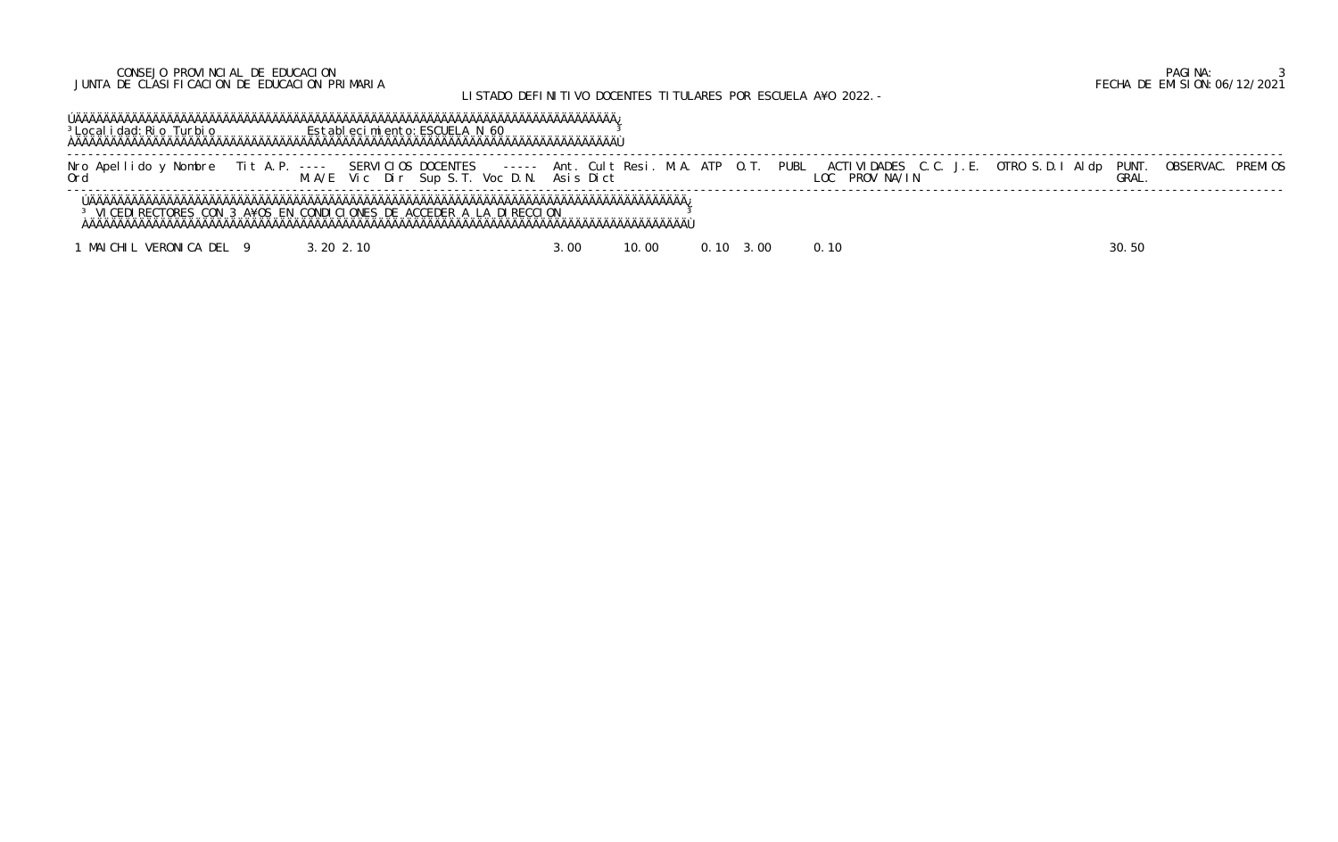CONSEJO PROVINCIAL DE EDUCACION
JUNTA DE CLASIFICACION DE EDUCACION PRIMARIA

LISTADO DEFINITIVO DOCENTES TITULARES POR ESCUELA A¥O 2022.-

PAGINA: 3
FECHA DE EMISION:06/12/2021

Localidad: Rio Turbio — Establecimiento: ESCUELA N 60

| Nro Ord | Apellido y Nombre | Tit | A.P. | SERVICIOS DOCENTES M.A/E | Vic | Dir | Sup | S.T. | Voc | D.N. | Ant. Asis | Cult Dict | Resi. | M.A. | ATP | O.T. | PUBL | ACTIVIDADES LOC | PROV | NA/IN | C.C. | J.E. | OTRO | S.D.I | Aldp | PUNT. GRAL. | OBSERVAC. | PREMIOS |
|---|---|---|---|---|---|---|---|---|---|---|---|---|---|---|---|---|---|---|---|---|---|---|---|---|---|---|---|---|
| | VICEDIRECTORES CON 3 A¥OS EN CONDICIONES DE ACCEDER A LA DIRECCION | | | | | | | | | | | | | | | | | | | | | | | | | | | |
| 1 | MAICHIL VERONICA DEL | 9 | | 3.20 | 2.10 | | | | | | 3.00 | | 10.00 | | 0.10 | 3.00 | | 0.10 | | | | | | | | 30.50 | | |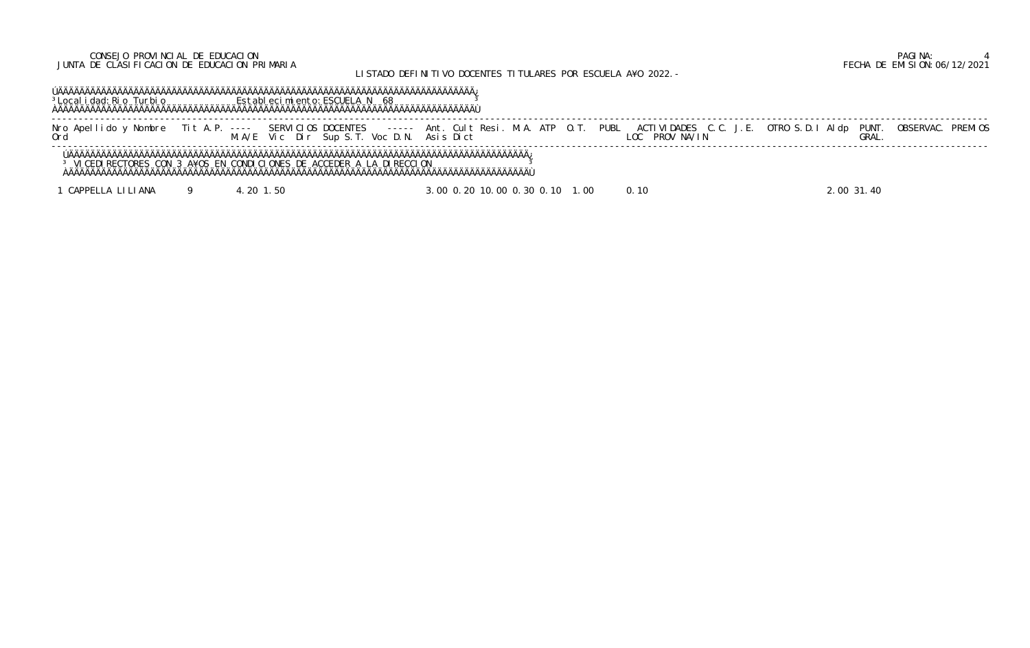CONSEJO PROVINCIAL DE EDUCACION
JUNTA DE CLASIFICACION DE EDUCACION PRIMARIA

LISTADO DEFINITIVO DOCENTES TITULARES POR ESCUELA A¥O 2022.-

FECHA DE EMISION:06/12/2021

Localidad: Rio Turbio — Establecimiento: ESCUELA N 68

VICEDIRECTORES CON 3 A¥OS EN CONDICIONES DE ACCEDER A LA DIRECCION

| Nro Ord | Apellido y Nombre | Tit | A.P. | SERVICIOS DOCENTES M/A/E | Vic | Dir | Sup | S.T. | Voc | D.N. | Ant. Asis | Cult Dict | Resi. | M.A. | ATP | O.T. | PUBL | ACTIVIDADES LOC | PROV | NA/IN | C.C. | J.E. | OTRO | S.D.I | Aldp | PUNT. GRAL. | OBSERVAC. | PREMIOS |
|---|---|---|---|---|---|---|---|---|---|---|---|---|---|---|---|---|---|---|---|---|---|---|---|---|---|---|---|---|
| 1 | CAPPELLA LILIANA | 9 | | 4.20 | 1.50 | | | | | | 3.00 | 0.20 | 10.00 | 0.30 | 0.10 | 1.00 | | 0.10 | | | | | | | 2.00 | 31.40 | | |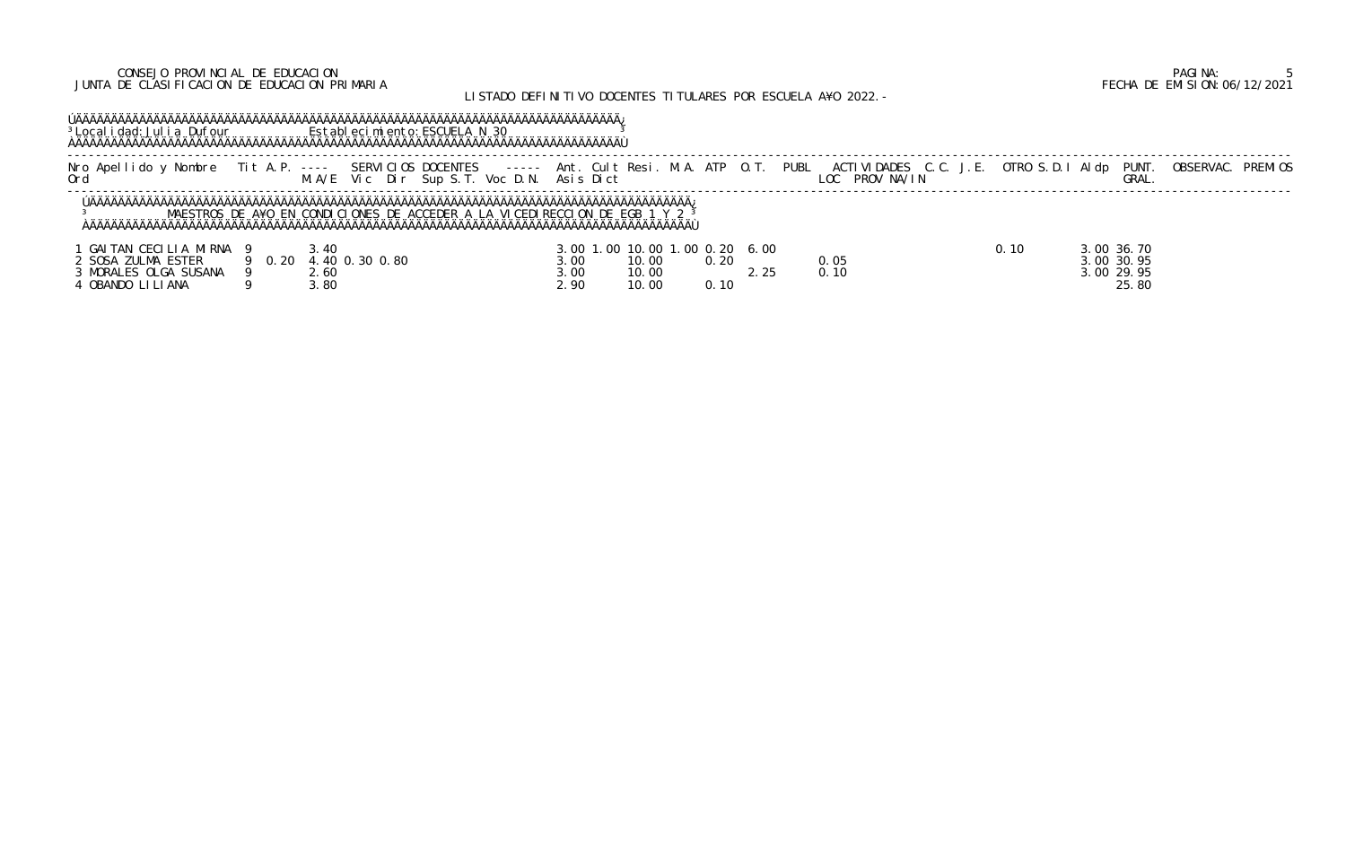CONSEJO PROVINCIAL DE EDUCACION
JUNTA DE CLASIFICACION DE EDUCACION PRIMARIA

FECHA DE EMISION:06/12/2021

LISTADO DEFINITIVO DOCENTES TITULARES POR ESCUELA A¥O 2022.-

Localidad: Julia Dufour    Establecimiento: ESCUELA N 30

MAESTROS DE A¥O EN CONDICIONES DE ACCEDER A LA VICEDIRECCION DE EGB 1 Y 2

| Nro Ord | Apellido y Nombre | Tit | A.P. | SERVICIOS DOCENTES M.A/E | Vic | Dir | Sup | S.T. | Voc | D.N. | Ant. Asis | Cult Dict | Resi. | M.A. | ATP | O.T. | PUBL | ACTIVIDADES LOC | PROV | NA/IN | C.C. | J.E. | OTRO | S.D.I | Aldp | PUNT. GRAL. | OBSERVAC. | PREMIOS |
|---|---|---|---|---|---|---|---|---|---|---|---|---|---|---|---|---|---|---|---|---|---|---|---|---|---|---|---|---|
| 1 | GAITAN CECILIA MIRNA | 9 | | 3.40 | | | | | | | 3.00 | 1.00 | 10.00 | 1.00 | 0.20 | 6.00 | | | | | | | 0.10 | | 3.00 | 36.70 | | |
| 2 | SOSA ZULMA ESTER | 9 | 0.20 | 4.40 | 0.30 | 0.80 | | | | | 3.00 | | 10.00 | | 0.20 | | | 0.05 | | | | | | | 3.00 | 30.95 | | |
| 3 | MORALES OLGA SUSANA | 9 | | 2.60 | | | | | | | 3.00 | | 10.00 | | | 2.25 | | 0.10 | | | | | | | 3.00 | 29.95 | | |
| 4 | OBANDO LILIANA | 9 | | 3.80 | | | | | | | 2.90 | | 10.00 | | 0.10 | | | | | | | | | | | 25.80 | | |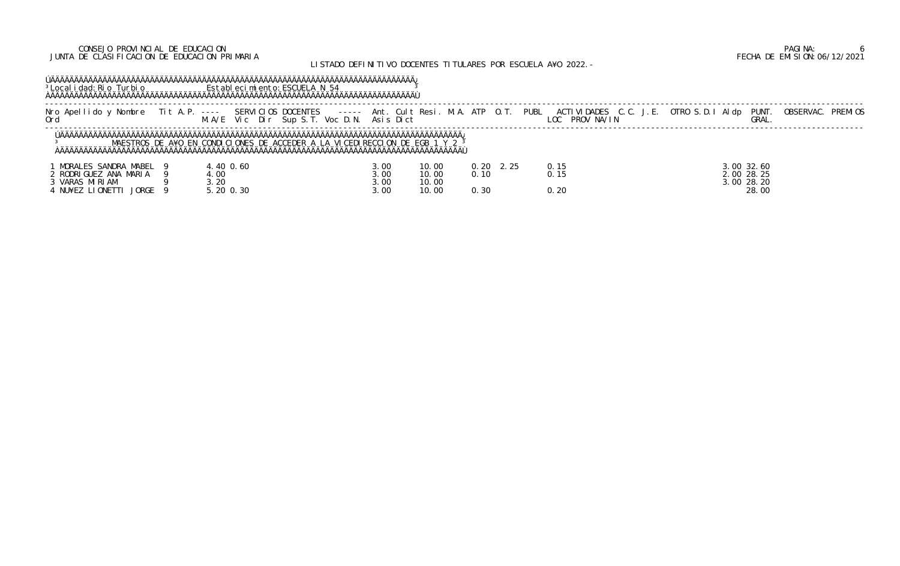CONSEJO PROVINCIAL DE EDUCACION
JUNTA DE CLASIFICACION DE EDUCACION PRIMARIA

FECHA DE EMISION:06/12/2021

LISTADO DEFINITIVO DOCENTES TITULARES POR ESCUELA A¥O 2022.-

Localidad: Rio Turbio    Establecimiento: ESCUELA N 54

MAESTROS DE A¥O EN CONDICIONES DE ACCEDER A LA VICEDIRECCION DE EGB 1 Y 2

| Nro Ord | Apellido y Nombre | Tit | A.P. | SERVICIOS DOCENTES M.A/E | Vic | Dir | Sup | S.T. | Voc | D.N. | Ant. Asis | Cult Dict | Resi | M.A. | ATP | O.T. | PUBL | ACTIVIDADES LOC | PROV | NA/IN | C.C. | J.E. | OTRO | S.D.I | Aldp | PUNT. GRAL. | OBSERVAC. | PREMIOS |
|---|---|---|---|---|---|---|---|---|---|---|---|---|---|---|---|---|---|---|---|---|---|---|---|---|---|---|---|---|
| 1 | MORALES SANDRA MABEL | 9 | | 4.40 | 0.60 | | | | | | 3.00 | | 10.00 | | 0.20 | 2.25 | | 0.15 | | | | | | | 3.00 | 32.60 | | |
| 2 | RODRIGUEZ ANA MARIA | 9 | | 4.00 | | | | | | | 3.00 | | 10.00 | | 0.10 | | | 0.15 | | | | | | | 2.00 | 28.25 | | |
| 3 | VARAS MIRIAM | 9 | | 3.20 | | | | | | | 3.00 | | 10.00 | | | | | | | | | | | | 3.00 | 28.20 | | |
| 4 | NU¥EZ LIONETTI JORGE | 9 | | 5.20 | 0.30 | | | | | | 3.00 | | 10.00 | | 0.30 | | | 0.20 | | | | | | | | 28.00 | | |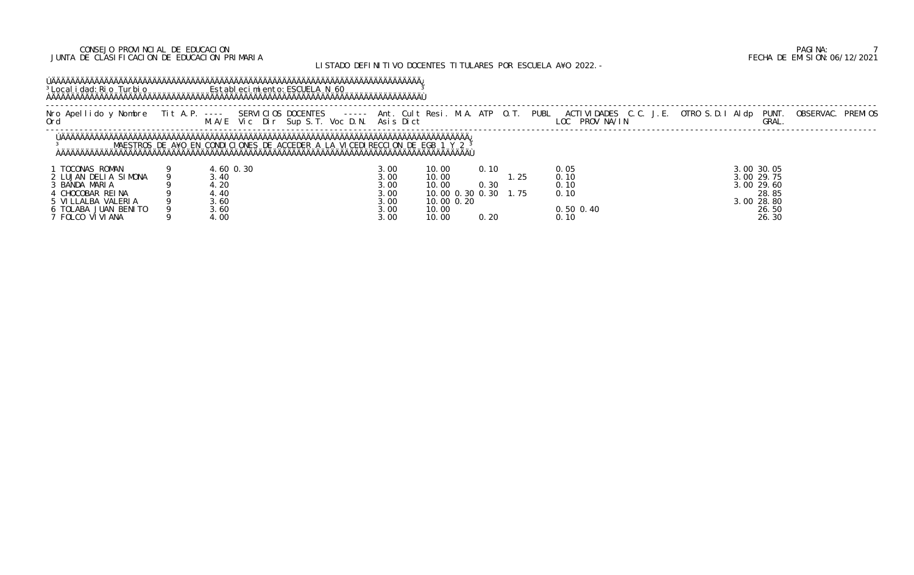CONSEJO PROVINCIAL DE EDUCACION
JUNTA DE CLASIFICACION DE EDUCACION PRIMARIA

FECHA DE EMISION: 06/12/2021

LISTADO DEFINITIVO DOCENTES TITULARES POR ESCUELA A¥O 2022.-

Localidad: Rio Turbio — Establecimiento: ESCUELA N 60

**MAESTROS DE A¥O EN CONDICIONES DE ACCEDER A LA VICEDIRECCION DE EGB 1 Y 2**

| Nro Ord | Apellido y Nombre | Tit | A.P. | M.A/E | Vic | Dir | Sup S.T. | Voc D.N. | Ant. Asis | Cult Dict | Resi. | M.A. | ATP | O.T. | PUBL | ACTIVIDADES LOC | PROV | NA/IN | C.C. | J.E. | OTRO | S.D.I | Aldp | PUNT. GRAL. | OBSERVAC. | PREMIOS |
|---|---|---|---|---|---|---|---|---|---|---|---|---|---|---|---|---|---|---|---|---|---|---|---|---|---|---|
| 1 | TOCONAS ROMAN | 9 | | 4.60 | 0.30 | | | | 3.00 | 10.00 | | 0.10 | | | | 0.05 | | | | | | | 3.00 | 30.05 | | |
| 2 | LUJAN DELIA SIMONA | 9 | | 3.40 | | | | | 3.00 | 10.00 | | | | 1.25 | | 0.10 | | | | | | | 3.00 | 29.75 | | |
| 3 | BANDA MARIA | 9 | | 4.20 | | | | | 3.00 | 10.00 | | 0.30 | | | | 0.10 | | | | | | | 3.00 | 29.60 | | |
| 4 | CHOCOBAR REINA | 9 | | 4.40 | | | | | 3.00 | 10.00 | 0.30 | 0.30 | | 1.75 | | 0.10 | | | | | | | | 28.85 | | |
| 5 | VILLALBA VALERIA | 9 | | 3.60 | | | | | 3.00 | 10.00 | 0.20 | | | | | | | | | | | | 3.00 | 28.80 | | |
| 6 | TOLABA JUAN BENITO | 9 | | 3.60 | | | | | 3.00 | 10.00 | | | | | | 0.50 | 0.40 | | | | | | | 26.50 | | |
| 7 | FOLCO VIVIANA | 9 | | 4.00 | | | | | 3.00 | 10.00 | | 0.20 | | | | 0.10 | | | | | | | | 26.30 | | |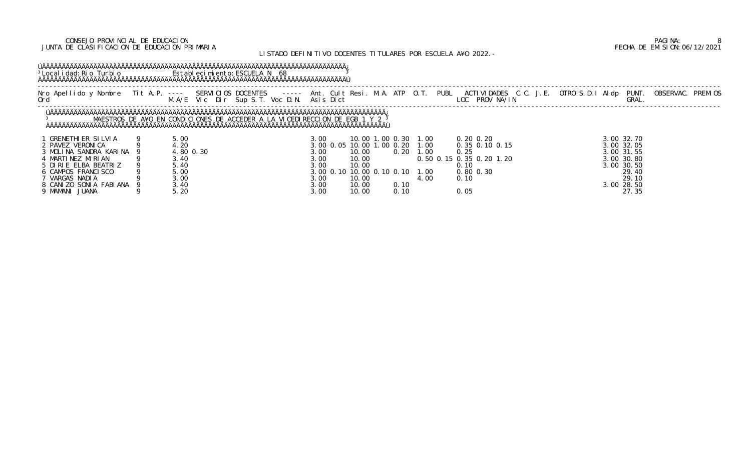CONSEJO PROVINCIAL DE EDUCACION
JUNTA DE CLASIFICACION DE EDUCACION PRIMARIA

FECHA DE EMISION: 06/12/2021

LISTADO DEFINITIVO DOCENTES TITULARES POR ESCUELA AÑO 2022.-

Localidad: Rio Turbio — Establecimiento: ESCUELA N 68

**MAESTROS DE AÑO EN CONDICIONES DE ACCEDER A LA VICEDIRECCION DE EGB 1 Y 2**

| Nro Ord | Apellido y Nombre | Tit | A.P. | M.A/E | Vic | Dir | Sup S.T. | Voc D.N. | Ant. Asis | Cult Dict | Resi. | M.A. | ATP | O.T. | PUBL | ACTIVIDADES LOC | PROV | NA/IN | C.C. | J.E. | OTRO | S.D.I | Aldp | PUNT. GRAL. | OBSERVAC. | PREMIOS |
|---|---|---|---|---|---|---|---|---|---|---|---|---|---|---|---|---|---|---|---|---|---|---|---|---|---|---|
| 1 | GRENETHIER SILVIA | 9 | | 5.00 | | | | | 3.00 | | 10.00 | 1.00 | 0.30 | 1.00 | | 0.20 | 0.20 | | | | | | 3.00 | 32.70 | | |
| 2 | PAVEZ VERONICA | 9 | | 4.20 | | | | | 3.00 | 0.05 | 10.00 | 1.00 | 0.20 | 1.00 | | 0.35 | 0.10 | 0.15 | | | | | 3.00 | 32.05 | | |
| 3 | MOLINA SANDRA KARINA | 9 | | 4.80 | 0.30 | | | | 3.00 | | 10.00 | | 0.20 | 1.00 | | 0.25 | | | | | | | 3.00 | 31.55 | | |
| 4 | MARTINEZ MIRIAN | 9 | | 3.40 | | | | | 3.00 | | 10.00 | | | | 0.50 | 0.15 | 0.35 | 0.20 | 1.20 | | | | 3.00 | 30.80 | | |
| 5 | DIRIE ELBA BEATRIZ | 9 | | 5.40 | | | | | 3.00 | | 10.00 | | | | | 0.10 | | | | | | | 3.00 | 30.50 | | |
| 6 | CAMPOS FRANCISCO | 9 | | 5.00 | | | | | 3.00 | 0.10 | 10.00 | 0.10 | 0.10 | 1.00 | | 0.80 | 0.30 | | | | | | | 29.40 | | |
| 7 | VARGAS NADIA | 9 | | 3.00 | | | | | 3.00 | | 10.00 | | | 4.00 | | 0.10 | | | | | | | | 29.10 | | |
| 8 | CANIZO SONIA FABIANA | 9 | | 3.40 | | | | | 3.00 | | 10.00 | | 0.10 | | | | | | | | | | 3.00 | 28.50 | | |
| 9 | MAMANI JUANA | 9 | | 5.20 | | | | | 3.00 | | 10.00 | | 0.10 | | | 0.05 | | | | | | | | 27.35 | | |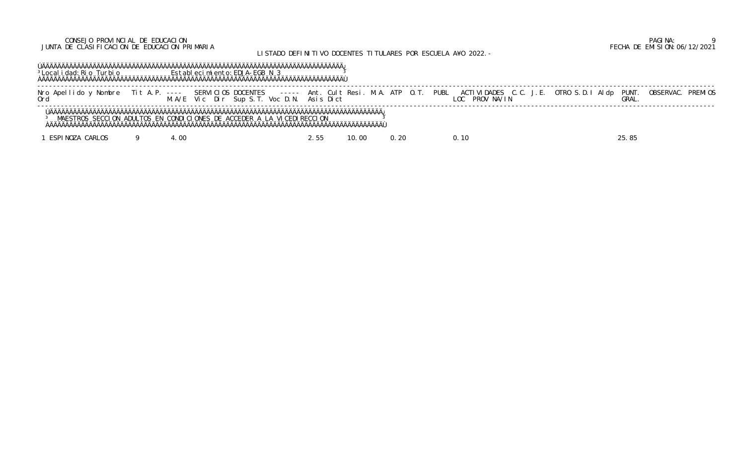CONSEJO PROVINCIAL DE EDUCACION
JUNTA DE CLASIFICACION DE EDUCACION PRIMARIA

FECHA DE EMISION: 06/12/2021

LISTADO DEFINITIVO DOCENTES TITULARES POR ESCUELA A¥O 2022.-

Localidad: Rio Turbio — Establecimiento: EDJA-EGB N 3

MAESTROS SECCION ADULTOS EN CONDICIONES DE ACCEDER A LA VICEDIRECCION

| Nro Ord | Apellido y Nombre | Tit | A.P. | SERVICIOS DOCENTES M.A/E | Vic | Dir | Sup | S.T. | Voc | D.N. | Ant. Asis | Cult Dict | Resi. | M.A. | ATP | O.T. | PUBL | ACTIVIDADES LOC | PROV | NA/IN | C.C. | J.E. | OTRO | S.D.I | Aldp | PUNT. GRAL. | OBSERVAC. | PREMIOS |
|---|---|---|---|---|---|---|---|---|---|---|---|---|---|---|---|---|---|---|---|---|---|---|---|---|---|---|---|---|
| 1 | ESPINOZA CARLOS | 9 | 4.00 | | | | | | | | 2.55 | | 10.00 | | 0.20 | | | 0.10 | | | | | | | | 25.85 | | |